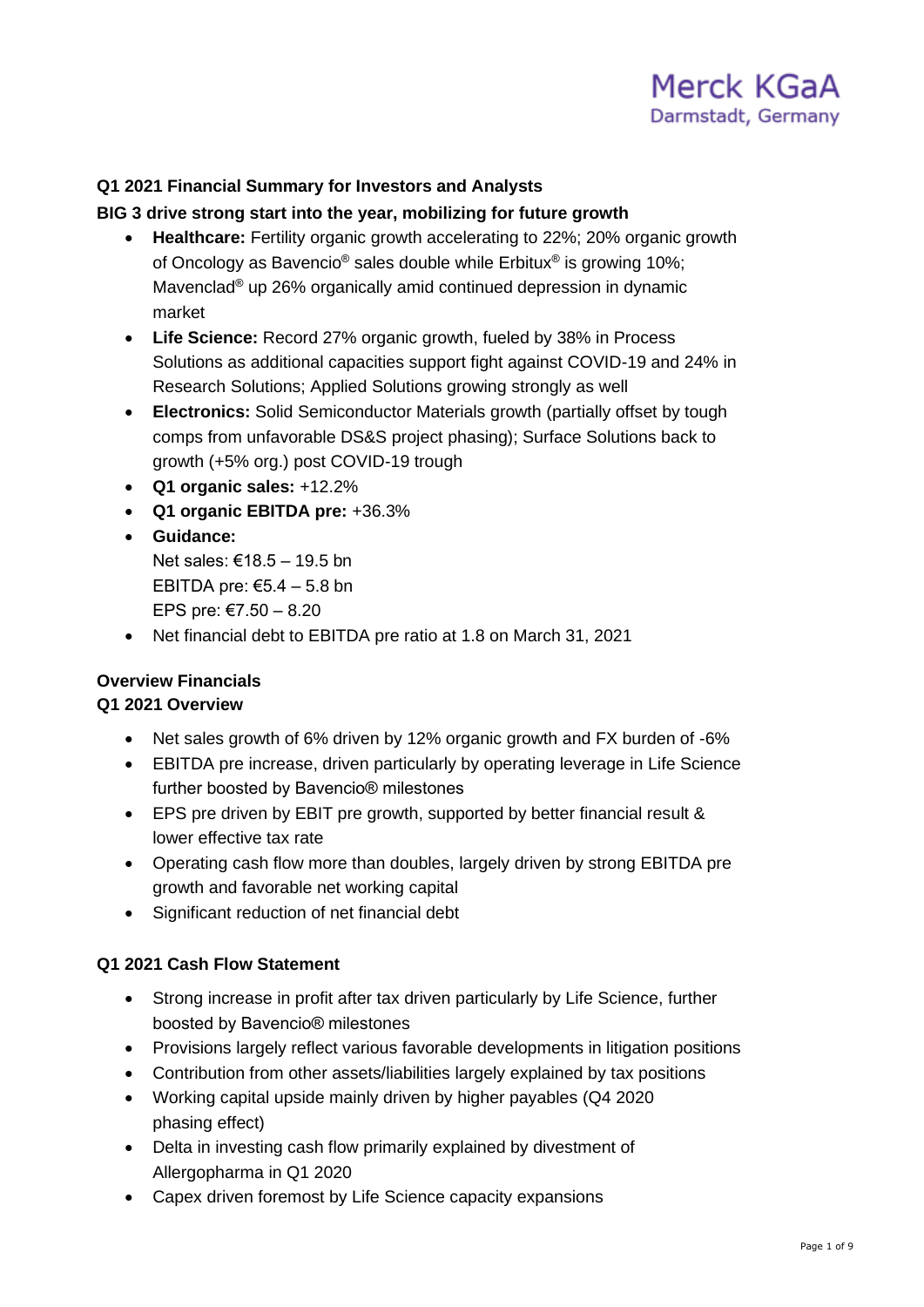Merck KGaA
Darmstadt, Germany

**Q1 2021 Financial Summary for Investors and Analysts**

**BIG 3 drive strong start into the year, mobilizing for future growth**

- **Healthcare:** Fertility organic growth accelerating to 22%; 20% organic growth of Oncology as Bavencio® sales double while Erbitux® is growing 10%; Mavenclad® up 26% organically amid continued depression in dynamic market
- **Life Science:** Record 27% organic growth, fueled by 38% in Process Solutions as additional capacities support fight against COVID-19 and 24% in Research Solutions; Applied Solutions growing strongly as well
- **Electronics:** Solid Semiconductor Materials growth (partially offset by tough comps from unfavorable DS&S project phasing); Surface Solutions back to growth (+5% org.) post COVID-19 trough
- **Q1 organic sales:** +12.2%
- **Q1 organic EBITDA pre:** +36.3%
- **Guidance:**
  Net sales: €18.5 – 19.5 bn
  EBITDA pre: €5.4 – 5.8 bn
  EPS pre: €7.50 – 8.20
- Net financial debt to EBITDA pre ratio at 1.8 on March 31, 2021

**Overview Financials**

**Q1 2021 Overview**

- Net sales growth of 6% driven by 12% organic growth and FX burden of -6%
- EBITDA pre increase, driven particularly by operating leverage in Life Science further boosted by Bavencio® milestones
- EPS pre driven by EBIT pre growth, supported by better financial result & lower effective tax rate
- Operating cash flow more than doubles, largely driven by strong EBITDA pre growth and favorable net working capital
- Significant reduction of net financial debt

**Q1 2021 Cash Flow Statement**

- Strong increase in profit after tax driven particularly by Life Science, further boosted by Bavencio® milestones
- Provisions largely reflect various favorable developments in litigation positions
- Contribution from other assets/liabilities largely explained by tax positions
- Working capital upside mainly driven by higher payables (Q4 2020 phasing effect)
- Delta in investing cash flow primarily explained by divestment of Allergopharma in Q1 2020
- Capex driven foremost by Life Science capacity expansions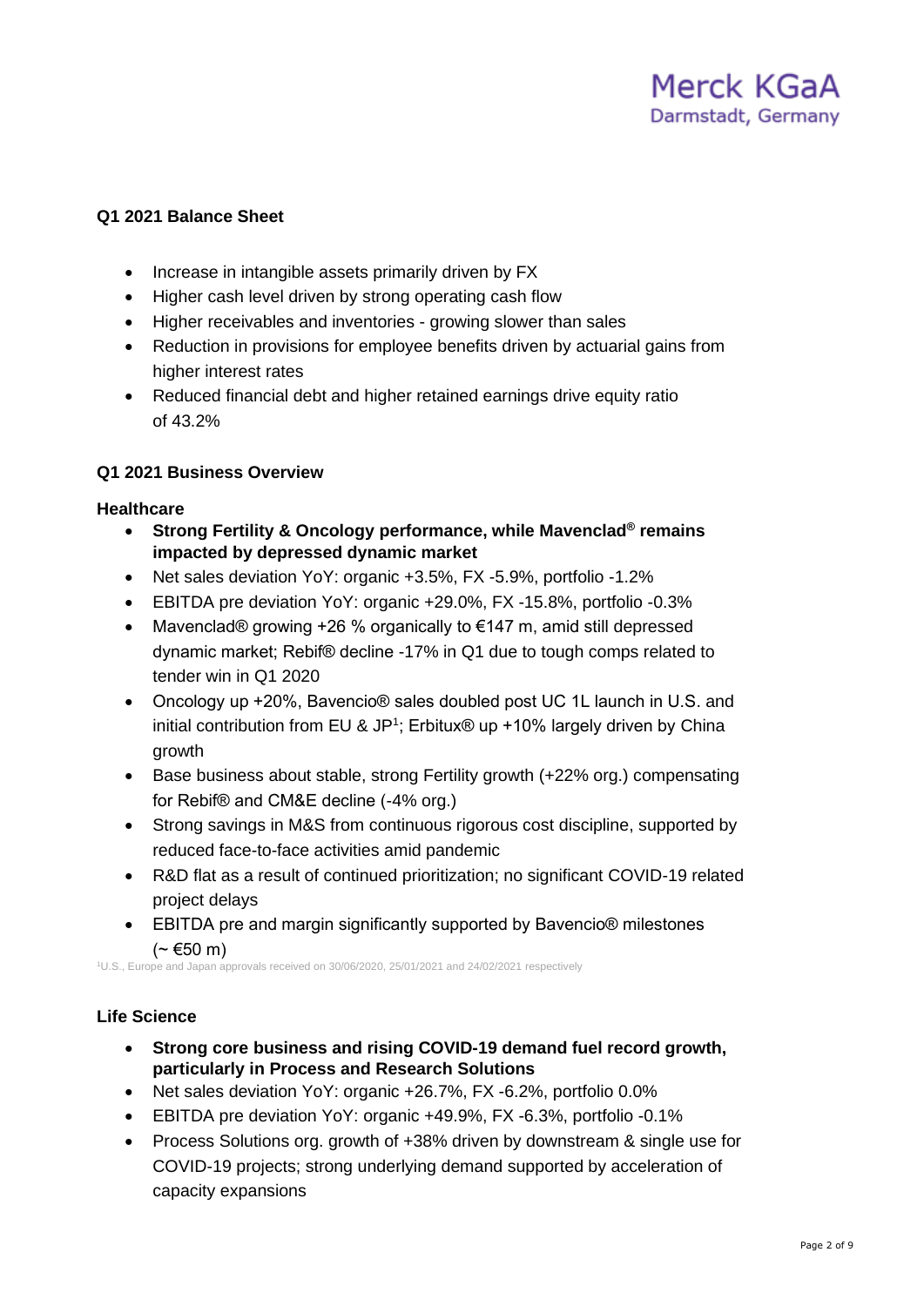### Q1 2021 Balance Sheet

- Increase in intangible assets primarily driven by FX
- Higher cash level driven by strong operating cash flow
- Higher receivables and inventories - growing slower than sales
- Reduction in provisions for employee benefits driven by actuarial gains from higher interest rates
- Reduced financial debt and higher retained earnings drive equity ratio of 43.2%

### Q1 2021 Business Overview

#### Healthcare

- **Strong Fertility & Oncology performance, while Mavenclad® remains impacted by depressed dynamic market**
- Net sales deviation YoY: organic +3.5%, FX -5.9%, portfolio -1.2%
- EBITDA pre deviation YoY: organic +29.0%, FX -15.8%, portfolio -0.3%
- Mavenclad® growing +26 % organically to €147 m, amid still depressed dynamic market; Rebif® decline -17% in Q1 due to tough comps related to tender win in Q1 2020
- Oncology up +20%, Bavencio® sales doubled post UC 1L launch in U.S. and initial contribution from EU & JP[1]; Erbitux® up +10% largely driven by China growth
- Base business about stable, strong Fertility growth (+22% org.) compensating for Rebif® and CM&E decline (-4% org.)
- Strong savings in M&S from continuous rigorous cost discipline, supported by reduced face-to-face activities amid pandemic
- R&D flat as a result of continued prioritization; no significant COVID-19 related project delays
- EBITDA pre and margin significantly supported by Bavencio® milestones (~ €50 m)

[1]U.S., Europe and Japan approvals received on 30/06/2020, 25/01/2021 and 24/02/2021 respectively

#### Life Science

- **Strong core business and rising COVID-19 demand fuel record growth, particularly in Process and Research Solutions**
- Net sales deviation YoY: organic +26.7%, FX -6.2%, portfolio 0.0%
- EBITDA pre deviation YoY: organic +49.9%, FX -6.3%, portfolio -0.1%
- Process Solutions org. growth of +38% driven by downstream & single use for COVID-19 projects; strong underlying demand supported by acceleration of capacity expansions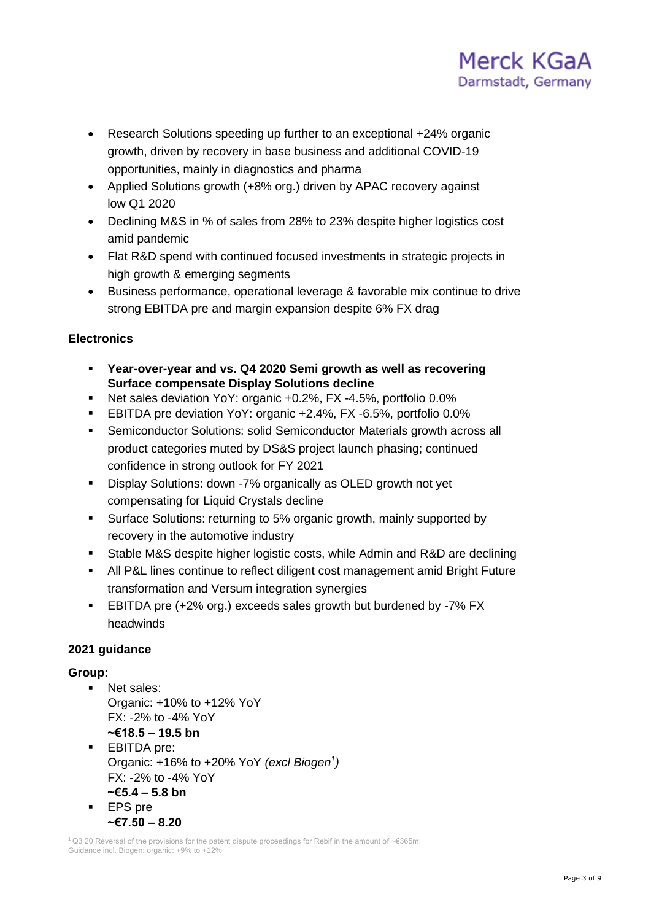- Research Solutions speeding up further to an exceptional +24% organic growth, driven by recovery in base business and additional COVID-19 opportunities, mainly in diagnostics and pharma
- Applied Solutions growth (+8% org.) driven by APAC recovery against low Q1 2020
- Declining M&S in % of sales from 28% to 23% despite higher logistics cost amid pandemic
- Flat R&D spend with continued focused investments in strategic projects in high growth & emerging segments
- Business performance, operational leverage & favorable mix continue to drive strong EBITDA pre and margin expansion despite 6% FX drag

**Electronics**

- **Year-over-year and vs. Q4 2020 Semi growth as well as recovering Surface compensate Display Solutions decline**
- Net sales deviation YoY: organic +0.2%, FX -4.5%, portfolio 0.0%
- EBITDA pre deviation YoY: organic +2.4%, FX -6.5%, portfolio 0.0%
- Semiconductor Solutions: solid Semiconductor Materials growth across all product categories muted by DS&S project launch phasing; continued confidence in strong outlook for FY 2021
- Display Solutions: down -7% organically as OLED growth not yet compensating for Liquid Crystals decline
- Surface Solutions: returning to 5% organic growth, mainly supported by recovery in the automotive industry
- Stable M&S despite higher logistic costs, while Admin and R&D are declining
- All P&L lines continue to reflect diligent cost management amid Bright Future transformation and Versum integration synergies
- EBITDA pre (+2% org.) exceeds sales growth but burdened by -7% FX headwinds

**2021 guidance**

**Group:**

- Net sales:
  Organic: +10% to +12% YoY
  FX: -2% to -4% YoY
  **~€18.5 – 19.5 bn**
- EBITDA pre:
  Organic: +16% to +20% YoY *(excl Biogen[1])*
  FX: -2% to -4% YoY
  **~€5.4 – 5.8 bn**
- EPS pre
  **~€7.50 – 8.20**

[1] Q3 20 Reversal of the provisions for the patent dispute proceedings for Rebif in the amount of ~€365m; Guidance incl. Biogen: organic: +9% to +12%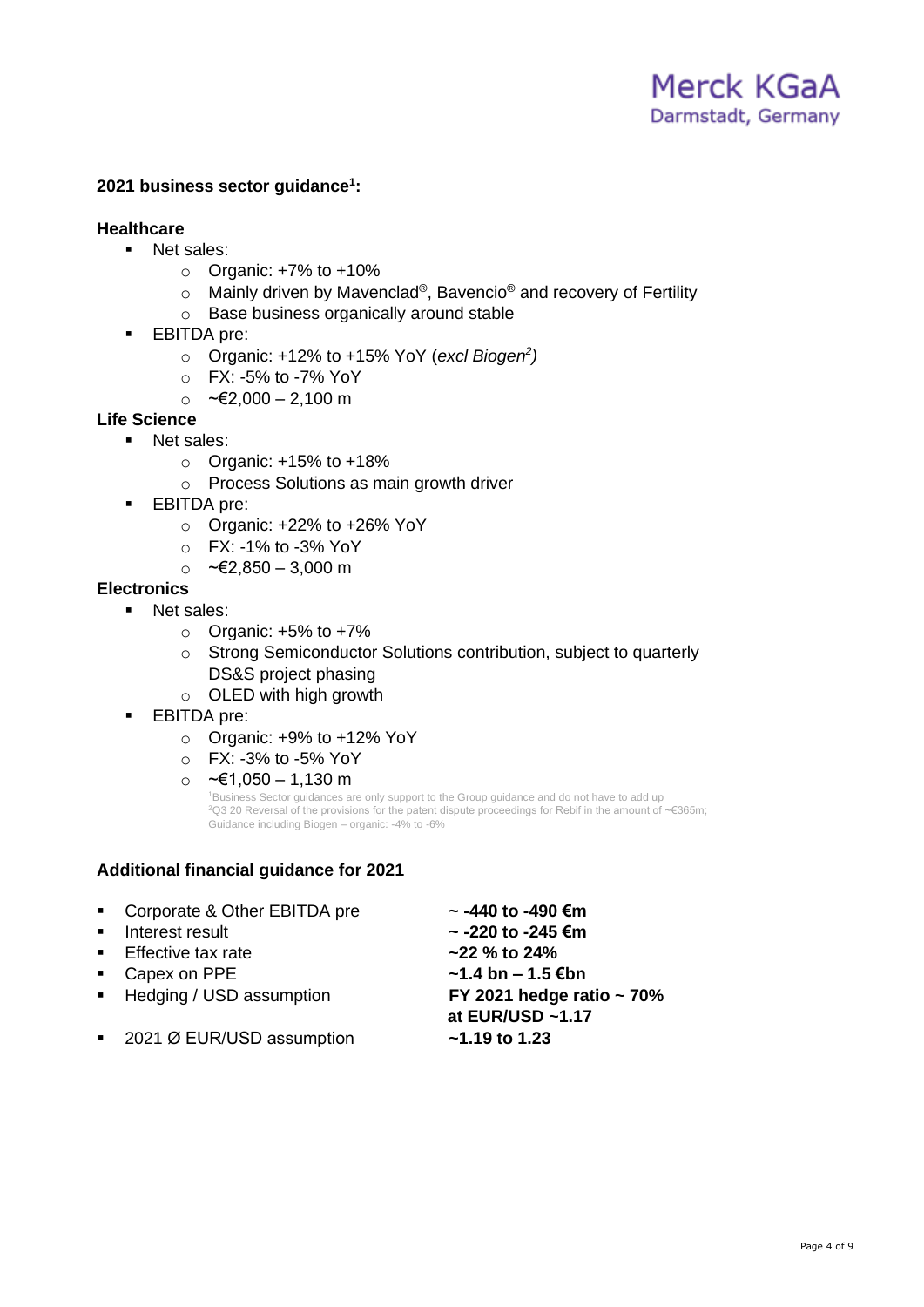### 2021 business sector guidance[1]:

**Healthcare**

- Net sales:
  - Organic: +7% to +10%
  - Mainly driven by Mavenclad®, Bavencio® and recovery of Fertility
  - Base business organically around stable
- EBITDA pre:
  - Organic: +12% to +15% YoY (*excl Biogen*[2])
  - FX: -5% to -7% YoY
  - ~€2,000 – 2,100 m

**Life Science**

- Net sales:
  - Organic: +15% to +18%
  - Process Solutions as main growth driver
- EBITDA pre:
  - Organic: +22% to +26% YoY
  - FX: -1% to -3% YoY
  - ~€2,850 – 3,000 m

**Electronics**

- Net sales:
  - Organic: +5% to +7%
  - Strong Semiconductor Solutions contribution, subject to quarterly DS&S project phasing
  - OLED with high growth
- EBITDA pre:
  - Organic: +9% to +12% YoY
  - FX: -3% to -5% YoY
  - ~€1,050 – 1,130 m

[1] Business Sector guidances are only support to the Group guidance and do not have to add up
[2] Q3 20 Reversal of the provisions for the patent dispute proceedings for Rebif in the amount of ~€365m; Guidance including Biogen – organic: -4% to -6%

### Additional financial guidance for 2021

| | |
|---|---|
| Corporate & Other EBITDA pre | **~ -440 to -490 €m** |
| Interest result | **~ -220 to -245 €m** |
| Effective tax rate | **~22 % to 24%** |
| Capex on PPE | **~1.4 bn – 1.5 €bn** |
| Hedging / USD assumption | **FY 2021 hedge ratio ~ 70% at EUR/USD ~1.17** |
| 2021 Ø EUR/USD assumption | **~1.19 to 1.23** |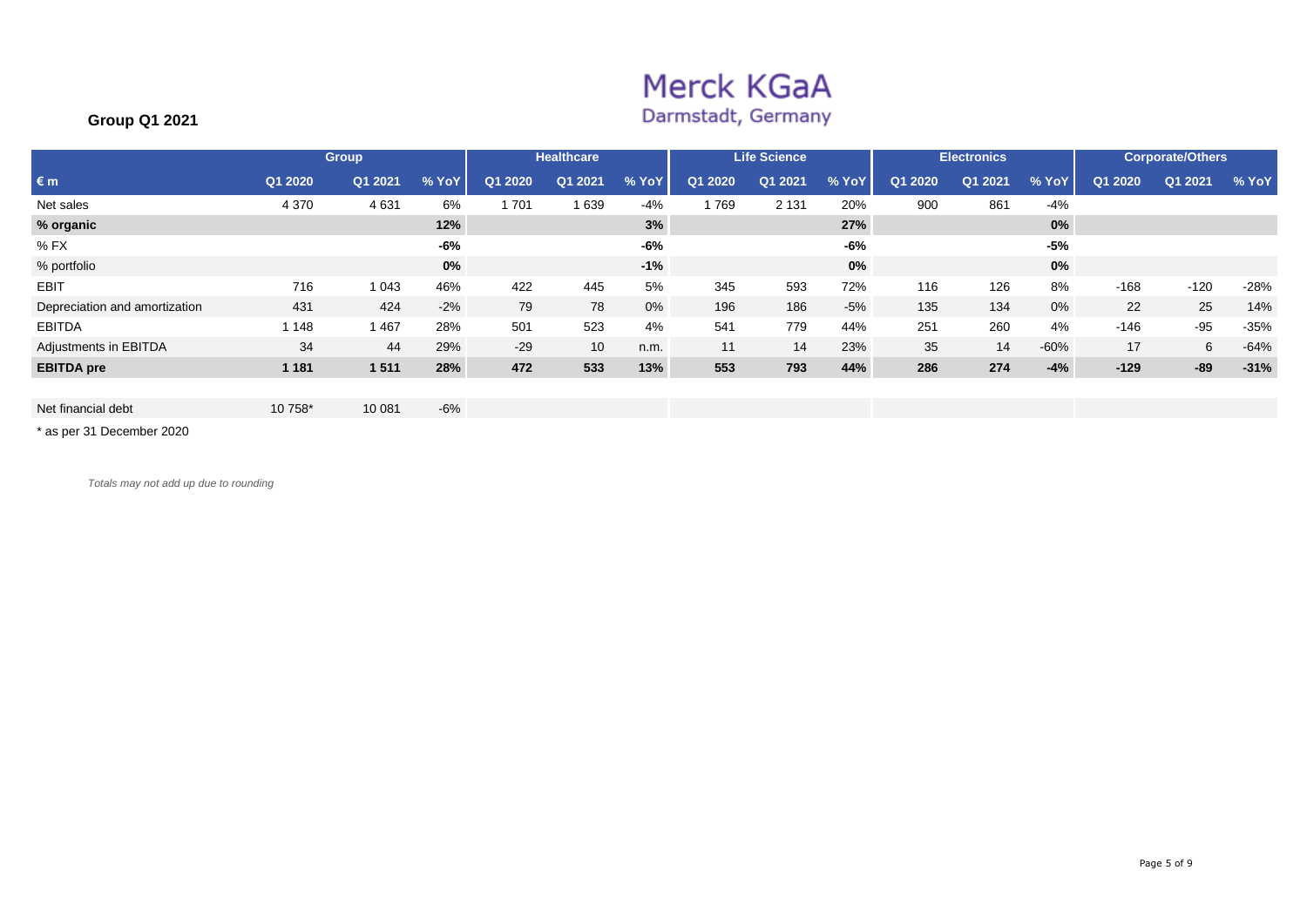Merck KGaA
Darmstadt, Germany

**Group Q1 2021**

| | Group | | | Healthcare | | | Life Science | | | Electronics | | | Corporate/Others | | |
|---|---|---|---|---|---|---|---|---|---|---|---|---|---|---|---|
| **€ m** | **Q1 2020** | **Q1 2021** | **% YoY** | **Q1 2020** | **Q1 2021** | **% YoY** | **Q1 2020** | **Q1 2021** | **% YoY** | **Q1 2020** | **Q1 2021** | **% YoY** | **Q1 2020** | **Q1 2021** | **% YoY** |
| Net sales | 4 370 | 4 631 | 6% | 1 701 | 1 639 | -4% | 1 769 | 2 131 | 20% | 900 | 861 | -4% | | | |
| **% organic** | | | **12%** | | | **3%** | | | **27%** | | | **0%** | | | |
| % FX | | | **-6%** | | | **-6%** | | | **-6%** | | | **-5%** | | | |
| % portfolio | | | **0%** | | | **-1%** | | | **0%** | | | **0%** | | | |
| EBIT | 716 | 1 043 | 46% | 422 | 445 | 5% | 345 | 593 | 72% | 116 | 126 | 8% | -168 | -120 | -28% |
| Depreciation and amortization | 431 | 424 | -2% | 79 | 78 | 0% | 196 | 186 | -5% | 135 | 134 | 0% | 22 | 25 | 14% |
| EBITDA | 1 148 | 1 467 | 28% | 501 | 523 | 4% | 541 | 779 | 44% | 251 | 260 | 4% | -146 | -95 | -35% |
| Adjustments in EBITDA | 34 | 44 | 29% | -29 | 10 | n.m. | 11 | 14 | 23% | 35 | 14 | -60% | 17 | 6 | -64% |
| **EBITDA pre** | **1 181** | **1 511** | **28%** | **472** | **533** | **13%** | **553** | **793** | **44%** | **286** | **274** | **-4%** | **-129** | **-89** | **-31%** |
| | | | | | | | | | | | | | | | |
| Net financial debt | 10 758* | 10 081 | -6% | | | | | | | | | | | | |

\* as per 31 December 2020

*Totals may not add up due to rounding*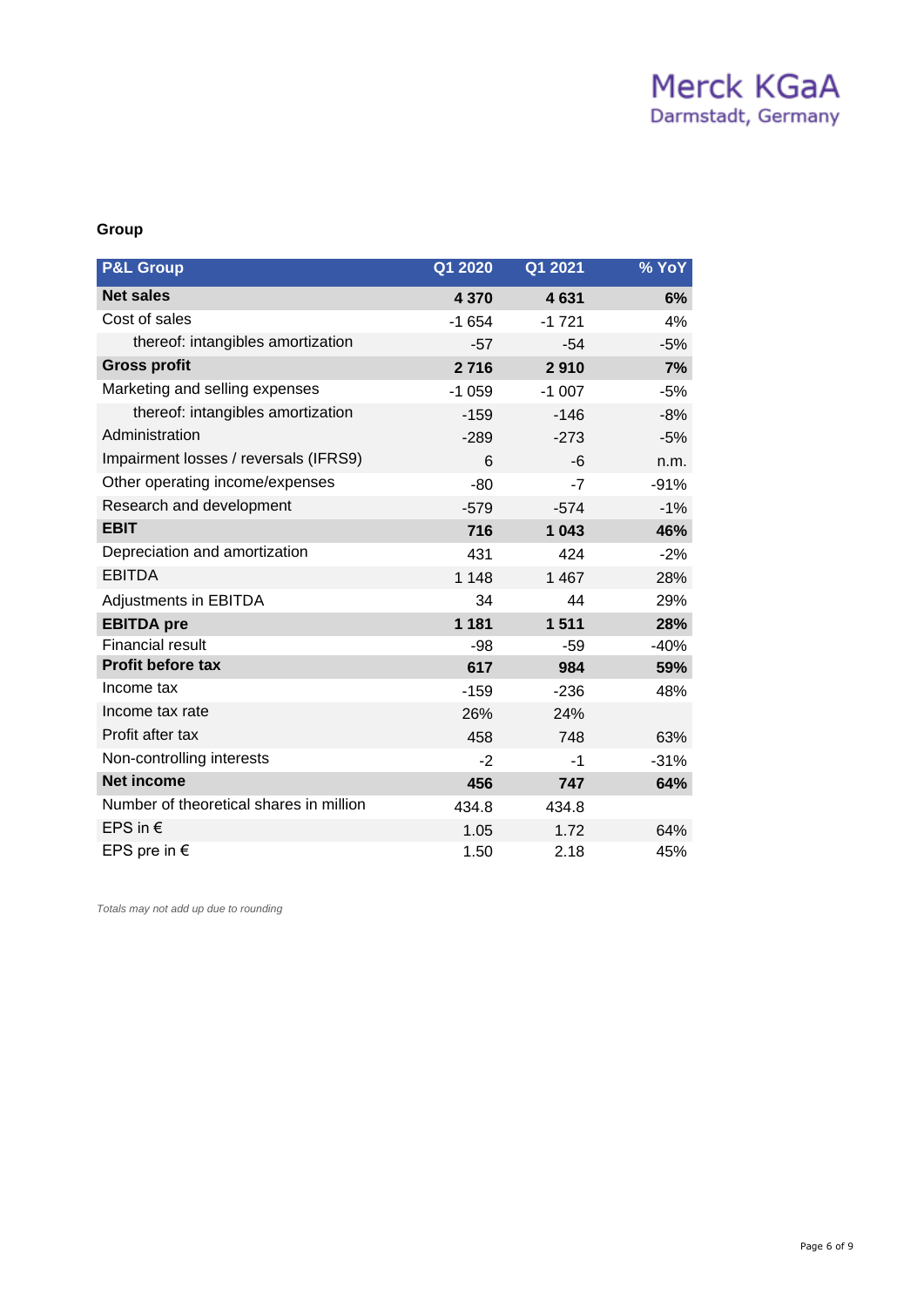## Group

| P&L Group | Q1 2020 | Q1 2021 | % YoY |
|---|---|---|---|
| **Net sales** | **4 370** | **4 631** | **6%** |
| Cost of sales | -1 654 | -1 721 | 4% |
| thereof: intangibles amortization | -57 | -54 | -5% |
| **Gross profit** | **2 716** | **2 910** | **7%** |
| Marketing and selling expenses | -1 059 | -1 007 | -5% |
| thereof: intangibles amortization | -159 | -146 | -8% |
| Administration | -289 | -273 | -5% |
| Impairment losses / reversals (IFRS9) | 6 | -6 | n.m. |
| Other operating income/expenses | -80 | -7 | -91% |
| Research and development | -579 | -574 | -1% |
| **EBIT** | **716** | **1 043** | **46%** |
| Depreciation and amortization | 431 | 424 | -2% |
| EBITDA | 1 148 | 1 467 | 28% |
| Adjustments in EBITDA | 34 | 44 | 29% |
| **EBITDA pre** | **1 181** | **1 511** | **28%** |
| Financial result | -98 | -59 | -40% |
| **Profit before tax** | **617** | **984** | **59%** |
| Income tax | -159 | -236 | 48% |
| Income tax rate | 26% | 24% | |
| Profit after tax | 458 | 748 | 63% |
| Non-controlling interests | -2 | -1 | -31% |
| **Net income** | **456** | **747** | **64%** |
| Number of theoretical shares in million | 434.8 | 434.8 | |
| EPS in € | 1.05 | 1.72 | 64% |
| EPS pre in € | 1.50 | 2.18 | 45% |

*Totals may not add up due to rounding*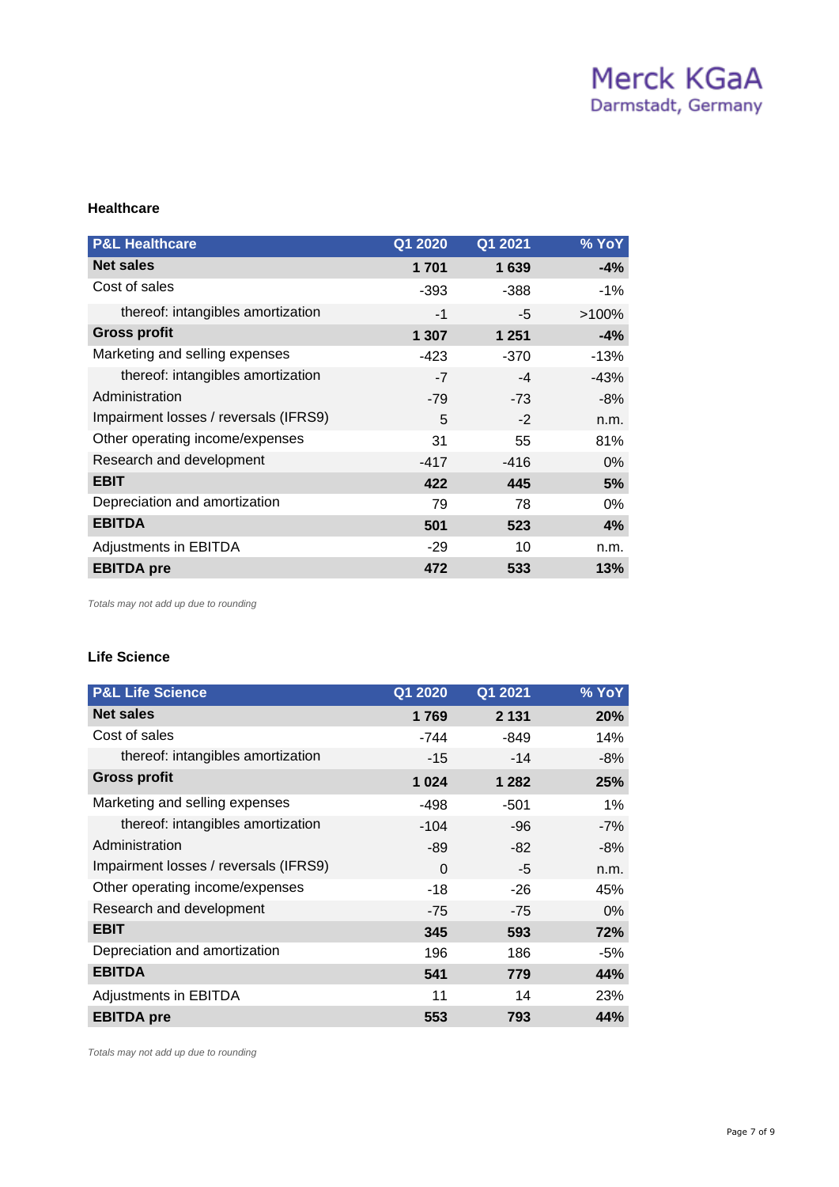### Healthcare

| P&L Healthcare | Q1 2020 | Q1 2021 | % YoY |
|---|---|---|---|
| **Net sales** | **1 701** | **1 639** | **-4%** |
| Cost of sales | -393 | -388 | -1% |
| thereof: intangibles amortization | -1 | -5 | >100% |
| **Gross profit** | **1 307** | **1 251** | **-4%** |
| Marketing and selling expenses | -423 | -370 | -13% |
| thereof: intangibles amortization | -7 | -4 | -43% |
| Administration | -79 | -73 | -8% |
| Impairment losses / reversals (IFRS9) | 5 | -2 | n.m. |
| Other operating income/expenses | 31 | 55 | 81% |
| Research and development | -417 | -416 | 0% |
| **EBIT** | **422** | **445** | **5%** |
| Depreciation and amortization | 79 | 78 | 0% |
| **EBITDA** | **501** | **523** | **4%** |
| Adjustments in EBITDA | -29 | 10 | n.m. |
| **EBITDA pre** | **472** | **533** | **13%** |

*Totals may not add up due to rounding*

### Life Science

| P&L Life Science | Q1 2020 | Q1 2021 | % YoY |
|---|---|---|---|
| **Net sales** | **1 769** | **2 131** | **20%** |
| Cost of sales | -744 | -849 | 14% |
| thereof: intangibles amortization | -15 | -14 | -8% |
| **Gross profit** | **1 024** | **1 282** | **25%** |
| Marketing and selling expenses | -498 | -501 | 1% |
| thereof: intangibles amortization | -104 | -96 | -7% |
| Administration | -89 | -82 | -8% |
| Impairment losses / reversals (IFRS9) | 0 | -5 | n.m. |
| Other operating income/expenses | -18 | -26 | 45% |
| Research and development | -75 | -75 | 0% |
| **EBIT** | **345** | **593** | **72%** |
| Depreciation and amortization | 196 | 186 | -5% |
| **EBITDA** | **541** | **779** | **44%** |
| Adjustments in EBITDA | 11 | 14 | 23% |
| **EBITDA pre** | **553** | **793** | **44%** |

*Totals may not add up due to rounding*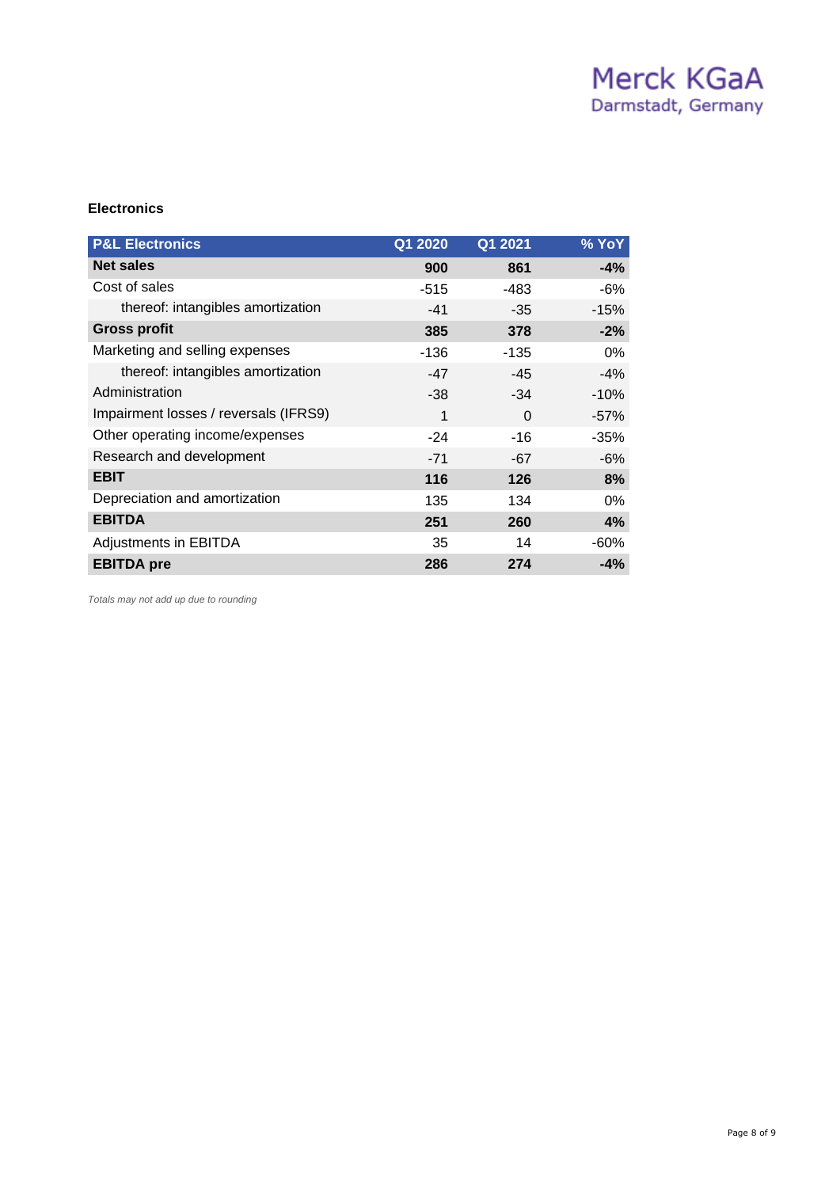**Electronics**

| P&L Electronics | Q1 2020 | Q1 2021 | % YoY |
|---|---|---|---|
| **Net sales** | **900** | **861** | **-4%** |
| Cost of sales | -515 | -483 | -6% |
| thereof: intangibles amortization | -41 | -35 | -15% |
| **Gross profit** | **385** | **378** | **-2%** |
| Marketing and selling expenses | -136 | -135 | 0% |
| thereof: intangibles amortization | -47 | -45 | -4% |
| Administration | -38 | -34 | -10% |
| Impairment losses / reversals (IFRS9) | 1 | 0 | -57% |
| Other operating income/expenses | -24 | -16 | -35% |
| Research and development | -71 | -67 | -6% |
| **EBIT** | **116** | **126** | **8%** |
| Depreciation and amortization | 135 | 134 | 0% |
| **EBITDA** | **251** | **260** | **4%** |
| Adjustments in EBITDA | 35 | 14 | -60% |
| **EBITDA pre** | **286** | **274** | **-4%** |

*Totals may not add up due to rounding*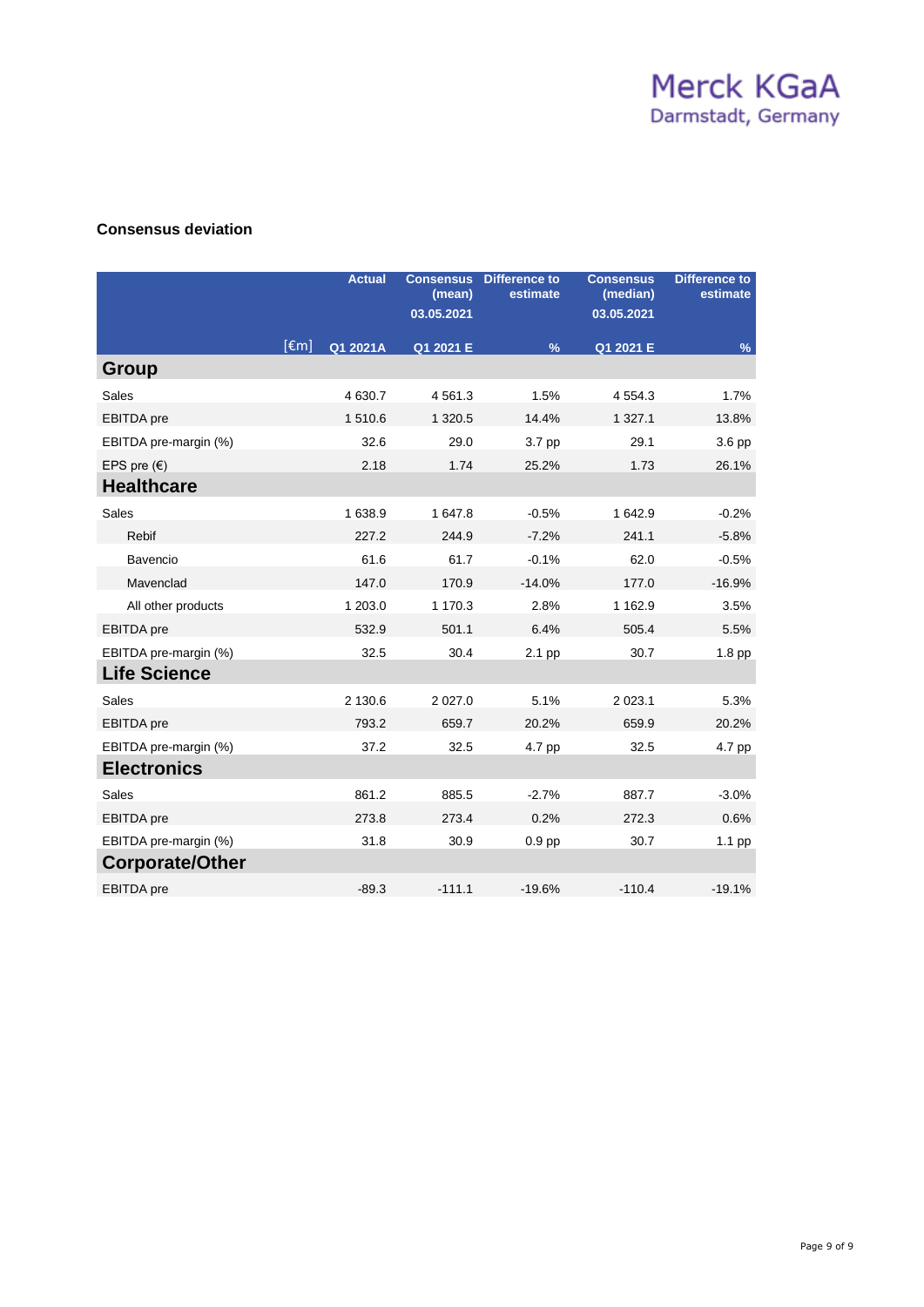## Consensus deviation

| [€m] | Actual<br>Q1 2021A | Consensus (mean)<br>03.05.2021<br>Q1 2021 E | Difference to estimate<br>% | Consensus (median)<br>03.05.2021<br>Q1 2021 E | Difference to estimate<br>% |
|---|---|---|---|---|---|
| **Group** | | | | | |
| Sales | 4 630.7 | 4 561.3 | 1.5% | 4 554.3 | 1.7% |
| EBITDA pre | 1 510.6 | 1 320.5 | 14.4% | 1 327.1 | 13.8% |
| EBITDA pre-margin (%) | 32.6 | 29.0 | 3.7 pp | 29.1 | 3.6 pp |
| EPS pre (€) | 2.18 | 1.74 | 25.2% | 1.73 | 26.1% |
| **Healthcare** | | | | | |
| Sales | 1 638.9 | 1 647.8 | -0.5% | 1 642.9 | -0.2% |
| Rebif | 227.2 | 244.9 | -7.2% | 241.1 | -5.8% |
| Bavencio | 61.6 | 61.7 | -0.1% | 62.0 | -0.5% |
| Mavenclad | 147.0 | 170.9 | -14.0% | 177.0 | -16.9% |
| All other products | 1 203.0 | 1 170.3 | 2.8% | 1 162.9 | 3.5% |
| EBITDA pre | 532.9 | 501.1 | 6.4% | 505.4 | 5.5% |
| EBITDA pre-margin (%) | 32.5 | 30.4 | 2.1 pp | 30.7 | 1.8 pp |
| **Life Science** | | | | | |
| Sales | 2 130.6 | 2 027.0 | 5.1% | 2 023.1 | 5.3% |
| EBITDA pre | 793.2 | 659.7 | 20.2% | 659.9 | 20.2% |
| EBITDA pre-margin (%) | 37.2 | 32.5 | 4.7 pp | 32.5 | 4.7 pp |
| **Electronics** | | | | | |
| Sales | 861.2 | 885.5 | -2.7% | 887.7 | -3.0% |
| EBITDA pre | 273.8 | 273.4 | 0.2% | 272.3 | 0.6% |
| EBITDA pre-margin (%) | 31.8 | 30.9 | 0.9 pp | 30.7 | 1.1 pp |
| **Corporate/Other** | | | | | |
| EBITDA pre | -89.3 | -111.1 | -19.6% | -110.4 | -19.1% |